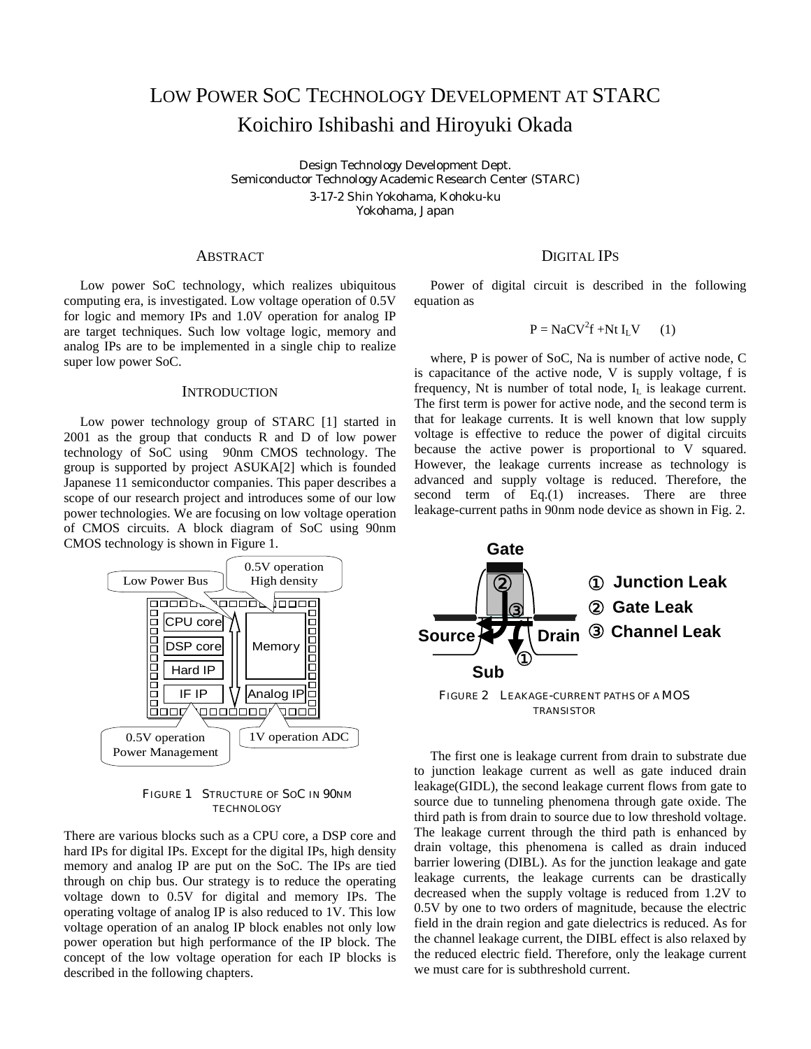# LOW POWER SOC TECHNOLOGY DEVELOPMENT AT STARC

## Koichiro Ishibashi and Hiroyuki Okada

Design Technology Development Dept.
Semiconductor Technology Academic Research Center (STARC)
3-17-2 Shin Yokohama, Kohoku-ku
Yokohama, Japan

### ABSTRACT

Low power SoC technology, which realizes ubiquitous computing era, is investigated. Low voltage operation of 0.5V for logic and memory IPs and 1.0V operation for analog IP are target techniques. Such low voltage logic, memory and analog IPs are to be implemented in a single chip to realize super low power SoC.

### INTRODUCTION

Low power technology group of STARC [1] started in 2001 as the group that conducts R and D of low power technology of SoC using 90nm CMOS technology. The group is supported by project ASUKA[2] which is founded Japanese 11 semiconductor companies. This paper describes a scope of our research project and introduces some of our low power technologies. We are focusing on low voltage operation of CMOS circuits. A block diagram of SoC using 90nm CMOS technology is shown in Figure 1.

FIGURE 1 STRUCTURE OF SOC IN 90NM TECHNOLOGY

There are various blocks such as a CPU core, a DSP core and hard IPs for digital IPs. Except for the digital IPs, high density memory and analog IP are put on the SoC. The IPs are tied through on chip bus. Our strategy is to reduce the operating voltage down to 0.5V for digital and memory IPs. The operating voltage of analog IP is also reduced to 1V. This low voltage operation of an analog IP block enables not only low power operation but high performance of the IP block. The concept of the low voltage operation for each IP blocks is described in the following chapters.

### DIGITAL IPS

Power of digital circuit is described in the following equation as

$$P = NaCV^2f + Nt\, I_L V \qquad (1)$$

where, P is power of SoC, Na is number of active node, C is capacitance of the active node, V is supply voltage, f is frequency, Nt is number of total node, $I_L$ is leakage current. The first term is power for active node, and the second term is that for leakage currents. It is well known that low supply voltage is effective to reduce the power of digital circuits because the active power is proportional to V squared. However, the leakage currents increase as technology is advanced and supply voltage is reduced. Therefore, the second term of Eq.(1) increases. There are three leakage-current paths in 90nm node device as shown in Fig. 2.

FIGURE 2 LEAKAGE-CURRENT PATHS OF A MOS TRANSISTOR

The first one is leakage current from drain to substrate due to junction leakage current as well as gate induced drain leakage(GIDL), the second leakage current flows from gate to source due to tunneling phenomena through gate oxide. The third path is from drain to source due to low threshold voltage. The leakage current through the third path is enhanced by drain voltage, this phenomena is called as drain induced barrier lowering (DIBL). As for the junction leakage and gate leakage currents, the leakage currents can be drastically decreased when the supply voltage is reduced from 1.2V to 0.5V by one to two orders of magnitude, because the electric field in the drain region and gate dielectrics is reduced. As for the channel leakage current, the DIBL effect is also relaxed by the reduced electric field. Therefore, only the leakage current we must care for is subthreshold current.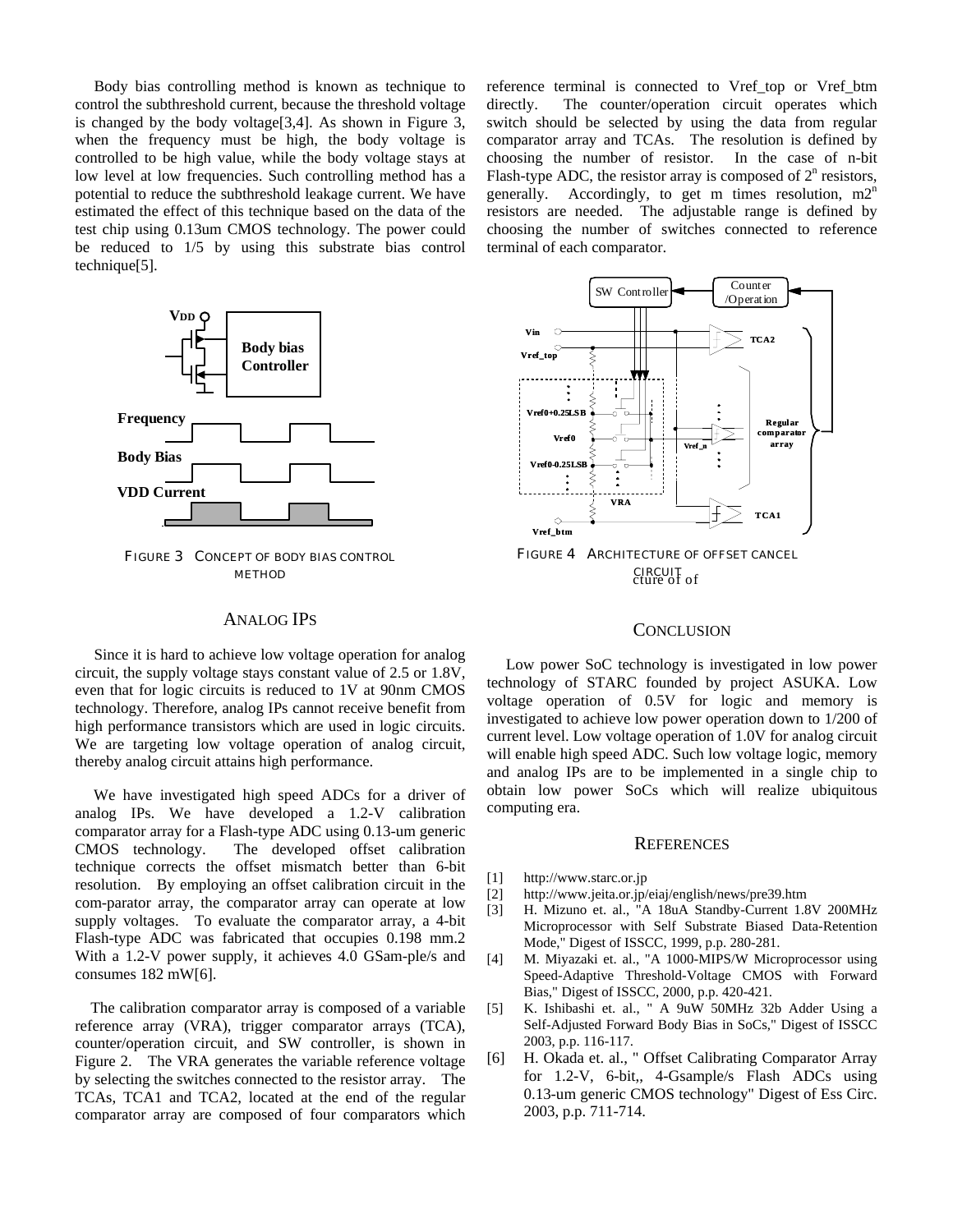Body bias controlling method is known as technique to control the subthreshold current, because the threshold voltage is changed by the body voltage[3,4]. As shown in Figure 3, when the frequency must be high, the body voltage is controlled to be high value, while the body voltage stays at low level at low frequencies. Such controlling method has a potential to reduce the subthreshold leakage current. We have estimated the effect of this technique based on the data of the test chip using 0.13um CMOS technology. The power could be reduced to 1/5 by using this substrate bias control technique[5].

VDD

Body bias Controller

Frequency

Body Bias

VDD Current

FIGURE 3 CONCEPT OF BODY BIAS CONTROL METHOD

## ANALOG IPS

Since it is hard to achieve low voltage operation for analog circuit, the supply voltage stays constant value of 2.5 or 1.8V, even that for logic circuits is reduced to 1V at 90nm CMOS technology. Therefore, analog IPs cannot receive benefit from high performance transistors which are used in logic circuits. We are targeting low voltage operation of analog circuit, thereby analog circuit attains high performance.

We have investigated high speed ADCs for a driver of analog IPs. We have developed a 1.2-V calibration comparator array for a Flash-type ADC using 0.13-um generic CMOS technology. The developed offset calibration technique corrects the offset mismatch better than 6-bit resolution. By employing an offset calibration circuit in the com-parator array, the comparator array can operate at low supply voltages. To evaluate the comparator array, a 4-bit Flash-type ADC was fabricated that occupies 0.198 mm.2 With a 1.2-V power supply, it achieves 4.0 GSam-ple/s and consumes 182 mW[6].

The calibration comparator array is composed of a variable reference array (VRA), trigger comparator arrays (TCA), counter/operation circuit, and SW controller, is shown in Figure 2. The VRA generates the variable reference voltage by selecting the switches connected to the resistor array. The TCAs, TCA1 and TCA2, located at the end of the regular comparator array are composed of four comparators which reference terminal is connected to Vref_top or Vref_btm directly. The counter/operation circuit operates which switch should be selected by using the data from regular comparator array and TCAs. The resolution is defined by choosing the number of resistor. In the case of n-bit Flash-type ADC, the resistor array is composed of $2^n$ resistors, generally. Accordingly, to get m times resolution, $m2^n$ resistors are needed. The adjustable range is defined by choosing the number of switches connected to reference terminal of each comparator.

SW Controller

Counter /Operation

Vin

Vref_top

TCA2

Vref0+0.25LSB

Vref0

Vref0-0.25LSB

Vref_n

Regular comparator array

VRA

TCA1

Vref_btm

FIGURE 4 ARCHITECTURE OF OFFSET CANCEL CIRCUIT

## CONCLUSION

Low power SoC technology is investigated in low power technology of STARC founded by project ASUKA. Low voltage operation of 0.5V for logic and memory is investigated to achieve low power operation down to 1/200 of current level. Low voltage operation of 1.0V for analog circuit will enable high speed ADC. Such low voltage logic, memory and analog IPs are to be implemented in a single chip to obtain low power SoCs which will realize ubiquitous computing era.

## REFERENCES

[1] http://www.starc.or.jp

[2] http://www.jeita.or.jp/eiaj/english/news/pre39.htm

[3] H. Mizuno et. al., "A 18uA Standby-Current 1.8V 200MHz Microprocessor with Self Substrate Biased Data-Retention Mode," Digest of ISSCC, 1999, p.p. 280-281.

[4] M. Miyazaki et. al., "A 1000-MIPS/W Microprocessor using Speed-Adaptive Threshold-Voltage CMOS with Forward Bias," Digest of ISSCC, 2000, p.p. 420-421.

[5] K. Ishibashi et. al., " A 9uW 50MHz 32b Adder Using a Self-Adjusted Forward Body Bias in SoCs," Digest of ISSCC 2003, p.p. 116-117.

[6] H. Okada et. al., " Offset Calibrating Comparator Array for 1.2-V, 6-bit,, 4-Gsample/s Flash ADCs using 0.13-um generic CMOS technology" Digest of Ess Circ. 2003, p.p. 711-714.